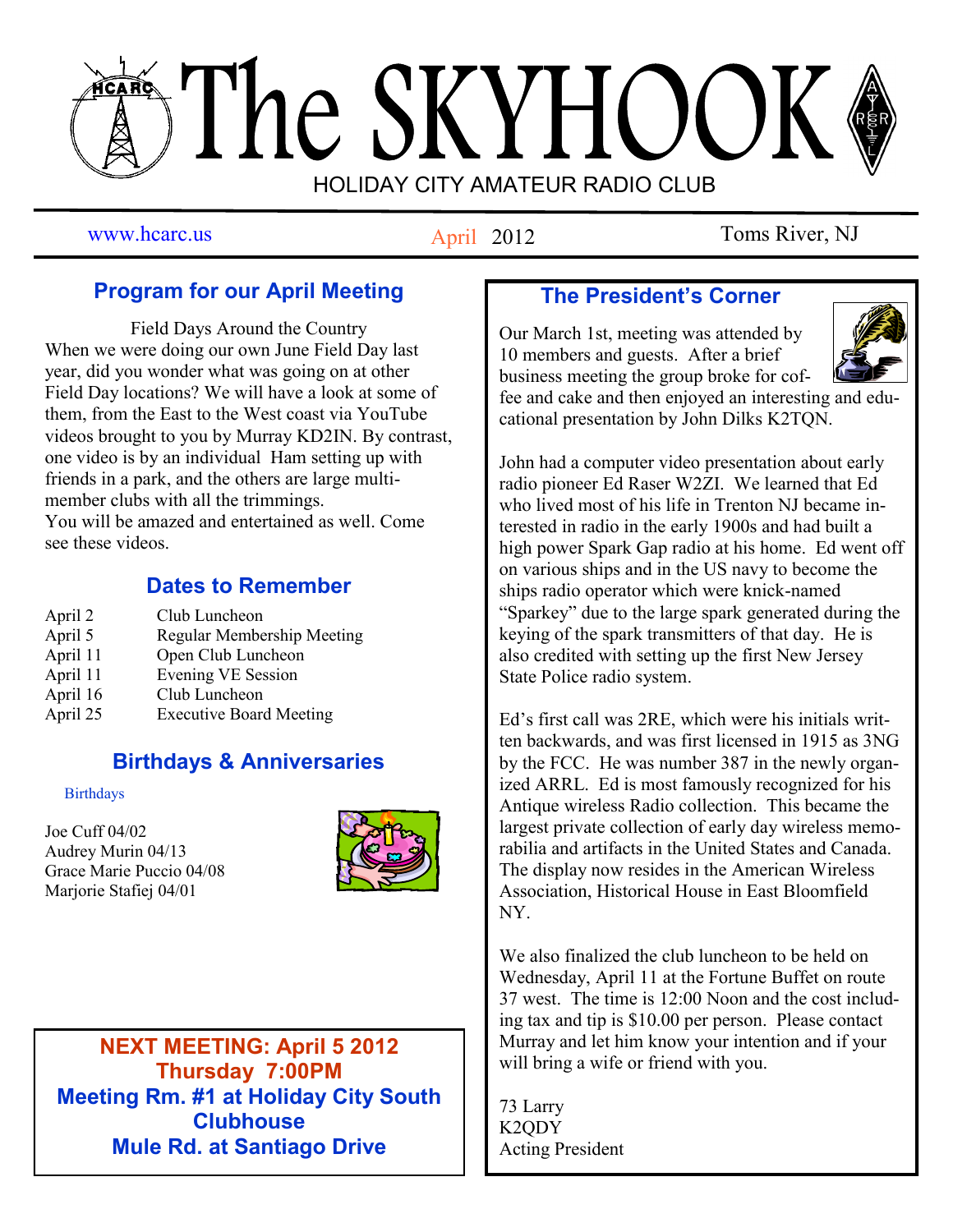# The SKYHOOK

HOLIDAY CITY AMATEUR RADIO CLUB

www.hcarc.us | April 2012 | Toms River, NJ

## Program for our April Meeting

Field Days Around the Country

When we were doing our own June Field Day last year, did you wonder what was going on at other Field Day locations? We will have a look at some of them, from the East to the West coast via YouTube videos brought to you by Murray KD2IN. By contrast, one video is by an individual Ham setting up with friends in a park, and the others are large multi-member clubs with all the trimmings.

You will be amazed and entertained as well. Come see these videos.

## Dates to Remember

| | |
|---|---|
| April 2 | Club Luncheon |
| April 5 | Regular Membership Meeting |
| April 11 | Open Club Luncheon |
| April 11 | Evening VE Session |
| April 16 | Club Luncheon |
| April 25 | Executive Board Meeting |

## Birthdays & Anniversaries

Birthdays

Joe Cuff 04/02
Audrey Murin 04/13
Grace Marie Puccio 04/08
Marjorie Stafiej 04/01

**NEXT MEETING: April 5 2012**
**Thursday 7:00PM**
**Meeting Rm. #1 at Holiday City South Clubhouse**
**Mule Rd. at Santiago Drive**

## The President's Corner

Our March 1st, meeting was attended by 10 members and guests. After a brief business meeting the group broke for coffee and cake and then enjoyed an interesting and educational presentation by John Dilks K2TQN.

John had a computer video presentation about early radio pioneer Ed Raser W2ZI. We learned that Ed who lived most of his life in Trenton NJ became interested in radio in the early 1900s and had built a high power Spark Gap radio at his home. Ed went off on various ships and in the US navy to become the ships radio operator which were knick-named "Sparkey" due to the large spark generated during the keying of the spark transmitters of that day. He is also credited with setting up the first New Jersey State Police radio system.

Ed's first call was 2RE, which were his initials written backwards, and was first licensed in 1915 as 3NG by the FCC. He was number 387 in the newly organized ARRL. Ed is most famously recognized for his Antique wireless Radio collection. This became the largest private collection of early day wireless memorabilia and artifacts in the United States and Canada. The display now resides in the American Wireless Association, Historical House in East Bloomfield NY.

We also finalized the club luncheon to be held on Wednesday, April 11 at the Fortune Buffet on route 37 west. The time is 12:00 Noon and the cost including tax and tip is $10.00 per person. Please contact Murray and let him know your intention and if your will bring a wife or friend with you.

73 Larry
K2QDY
Acting President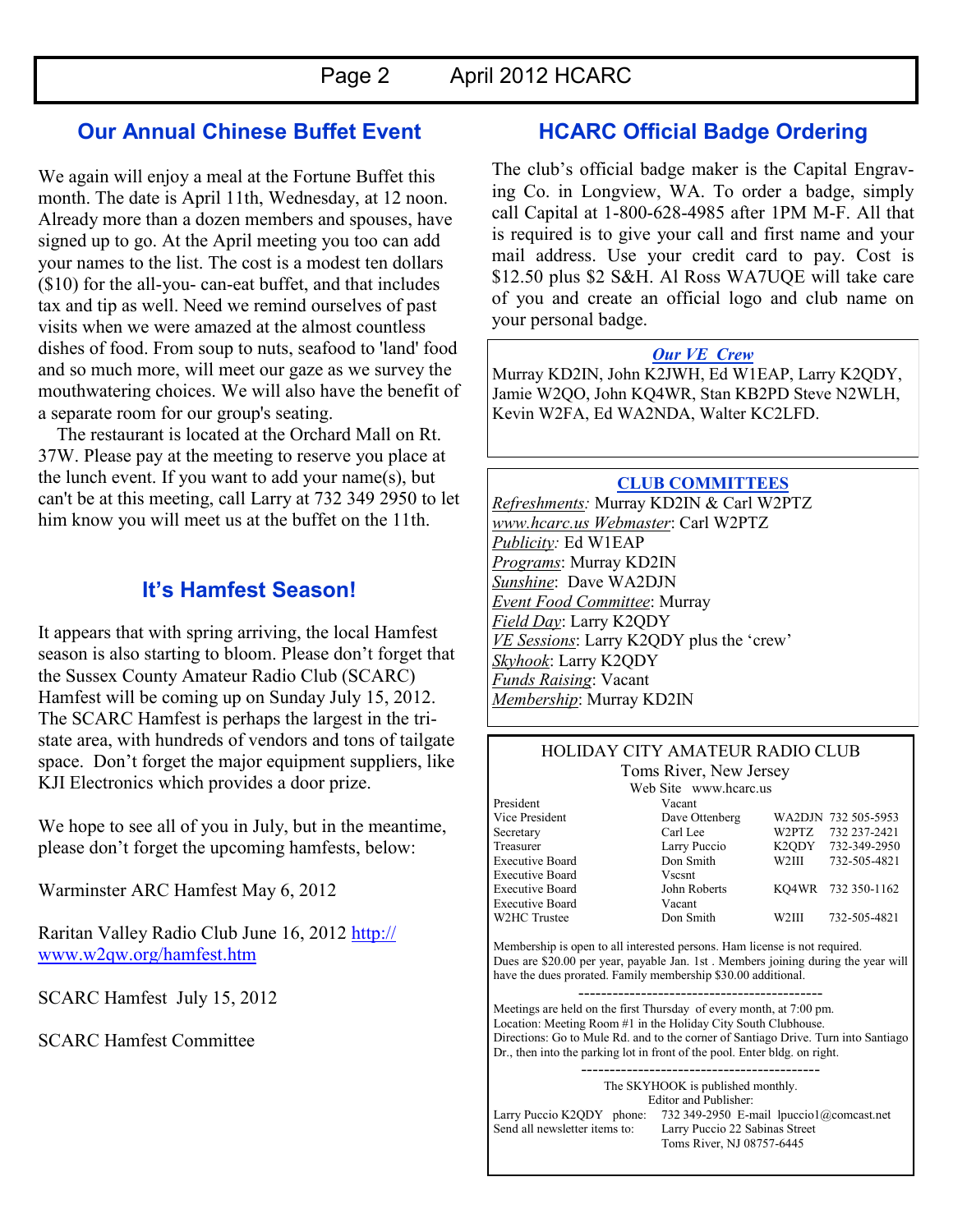## Our Annual Chinese Buffet Event

We again will enjoy a meal at the Fortune Buffet this month. The date is April 11th, Wednesday, at 12 noon. Already more than a dozen members and spouses, have signed up to go. At the April meeting you too can add your names to the list. The cost is a modest ten dollars ($10) for the all-you- can-eat buffet, and that includes tax and tip as well. Need we remind ourselves of past visits when we were amazed at the almost countless dishes of food. From soup to nuts, seafood to 'land' food and so much more, will meet our gaze as we survey the mouthwatering choices. We will also have the benefit of a separate room for our group's seating.

The restaurant is located at the Orchard Mall on Rt. 37W. Please pay at the meeting to reserve you place at the lunch event. If you want to add your name(s), but can't be at this meeting, call Larry at 732 349 2950 to let him know you will meet us at the buffet on the 11th.

## It's Hamfest Season!

It appears that with spring arriving, the local Hamfest season is also starting to bloom. Please don't forget that the Sussex County Amateur Radio Club (SCARC) Hamfest will be coming up on Sunday July 15, 2012. The SCARC Hamfest is perhaps the largest in the tri-state area, with hundreds of vendors and tons of tailgate space. Don't forget the major equipment suppliers, like KJI Electronics which provides a door prize.

We hope to see all of you in July, but in the meantime, please don't forget the upcoming hamfests, below:

Warminster ARC Hamfest May 6, 2012

Raritan Valley Radio Club June 16, 2012 http://www.w2qw.org/hamfest.htm

SCARC Hamfest July 15, 2012

SCARC Hamfest Committee

## HCARC Official Badge Ordering

The club's official badge maker is the Capital Engraving Co. in Longview, WA. To order a badge, simply call Capital at 1-800-628-4985 after 1PM M-F. All that is required is to give your call and first name and your mail address. Use your credit card to pay. Cost is $12.50 plus $2 S&H. Al Ross WA7UQE will take care of you and create an official logo and club name on your personal badge.

***Our VE Crew***

Murray KD2IN, John K2JWH, Ed W1EAP, Larry K2QDY, Jamie W2QO, John KQ4WR, Stan KB2PD Steve N2WLH, Kevin W2FA, Ed WA2NDA, Walter KC2LFD.

**CLUB COMMITTEES**

*Refreshments:* Murray KD2IN & Carl W2PTZ
*www.hcarc.us Webmaster*: Carl W2PTZ
*Publicity:* Ed W1EAP
*Programs*: Murray KD2IN
*Sunshine*: Dave WA2DJN
*Event Food Committee*: Murray
*Field Day*: Larry K2QDY
*VE Sessions*: Larry K2QDY plus the 'crew'
*Skyhook*: Larry K2QDY
*Funds Raising*: Vacant
*Membership*: Murray KD2IN

HOLIDAY CITY AMATEUR RADIO CLUB
Toms River, New Jersey
Web Site www.hcarc.us

| | | | |
|---|---|---|---|
| President | Vacant | | |
| Vice President | Dave Ottenberg | WA2DJN | 732 505-5953 |
| Secretary | Carl Lee | W2PTZ | 732 237-2421 |
| Treasurer | Larry Puccio | K2QDY | 732-349-2950 |
| Executive Board | Don Smith | W2III | 732-505-4821 |
| Executive Board | Vscsnt | | |
| Executive Board | John Roberts | KQ4WR | 732 350-1162 |
| Executive Board | Vacant | | |
| W2HC Trustee | Don Smith | W2III | 732-505-4821 |

Membership is open to all interested persons. Ham license is not required. Dues are $20.00 per year, payable Jan. 1st . Members joining during the year will have the dues prorated. Family membership $30.00 additional.

---

Meetings are held on the first Thursday of every month, at 7:00 pm.
Location: Meeting Room #1 in the Holiday City South Clubhouse.
Directions: Go to Mule Rd. and to the corner of Santiago Drive. Turn into Santiago Dr., then into the parking lot in front of the pool. Enter bldg. on right.

---

The SKYHOOK is published monthly.
Editor and Publisher:
Larry Puccio K2QDY phone: 732 349-2950 E-mail lpuccio1@comcast.net
Send all newsletter items to: Larry Puccio 22 Sabinas Street
Toms River, NJ 08757-6445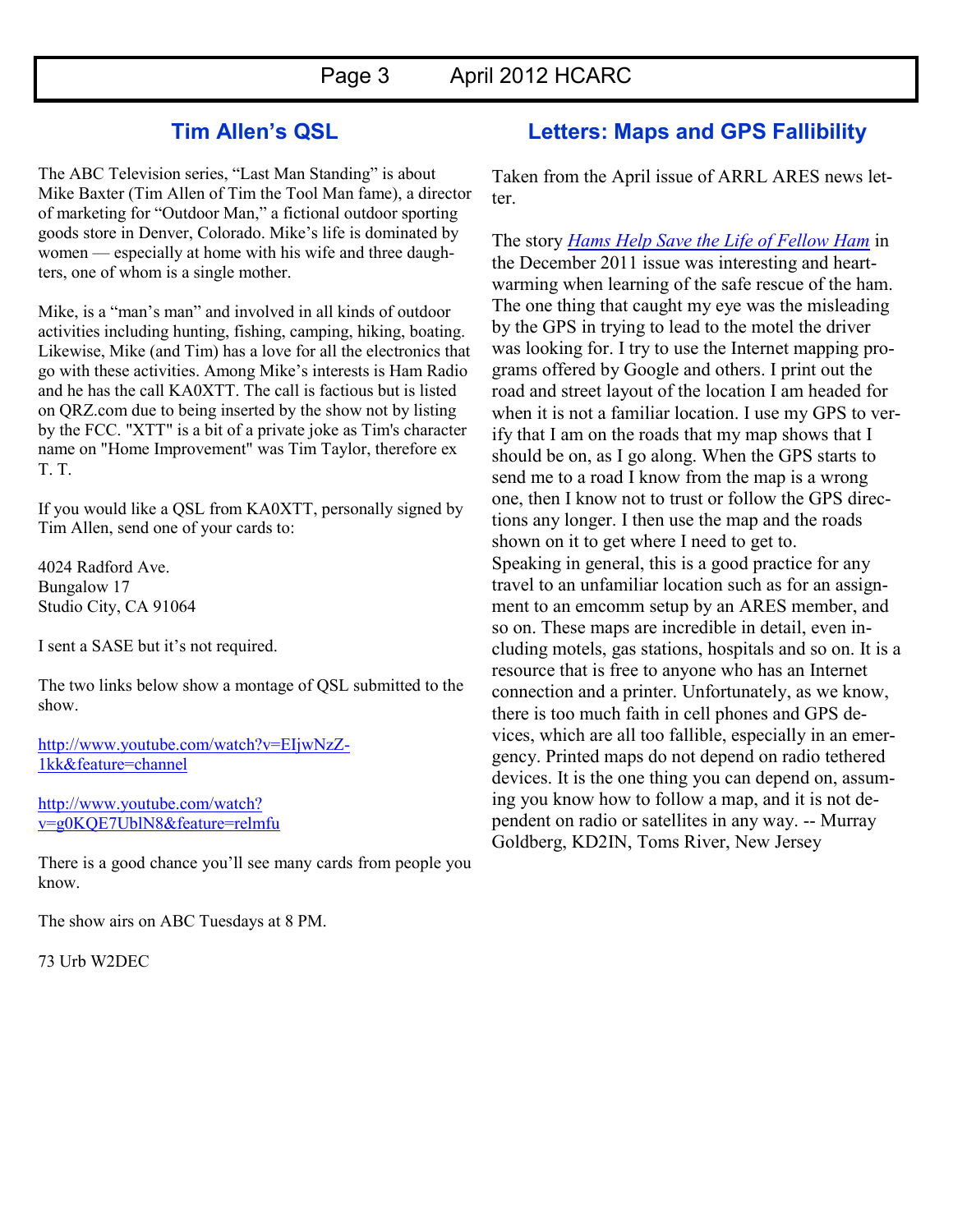## Tim Allen's QSL

The ABC Television series, "Last Man Standing" is about Mike Baxter (Tim Allen of Tim the Tool Man fame), a director of marketing for "Outdoor Man," a fictional outdoor sporting goods store in Denver, Colorado. Mike's life is dominated by women — especially at home with his wife and three daughters, one of whom is a single mother.

Mike, is a "man's man" and involved in all kinds of outdoor activities including hunting, fishing, camping, hiking, boating. Likewise, Mike (and Tim) has a love for all the electronics that go with these activities. Among Mike's interests is Ham Radio and he has the call KA0XTT. The call is factious but is listed on QRZ.com due to being inserted by the show not by listing by the FCC. "XTT" is a bit of a private joke as Tim's character name on "Home Improvement" was Tim Taylor, therefore ex T. T.

If you would like a QSL from KA0XTT, personally signed by Tim Allen, send one of your cards to:

4024 Radford Ave.
Bungalow 17
Studio City, CA 91064

I sent a SASE but it's not required.

The two links below show a montage of QSL submitted to the show.

http://www.youtube.com/watch?v=EIjwNzZ-1kk&feature=channel

http://www.youtube.com/watch?v=g0KQE7UblN8&feature=relmfu

There is a good chance you'll see many cards from people you know.

The show airs on ABC Tuesdays at 8 PM.

73 Urb W2DEC

## Letters: Maps and GPS Fallibility

Taken from the April issue of ARRL ARES news letter.

The story *Hams Help Save the Life of Fellow Ham* in the December 2011 issue was interesting and heartwarming when learning of the safe rescue of the ham. The one thing that caught my eye was the misleading by the GPS in trying to lead to the motel the driver was looking for. I try to use the Internet mapping programs offered by Google and others. I print out the road and street layout of the location I am headed for when it is not a familiar location. I use my GPS to verify that I am on the roads that my map shows that I should be on, as I go along. When the GPS starts to send me to a road I know from the map is a wrong one, then I know not to trust or follow the GPS directions any longer. I then use the map and the roads shown on it to get where I need to get to.
Speaking in general, this is a good practice for any travel to an unfamiliar location such as for an assignment to an emcomm setup by an ARES member, and so on. These maps are incredible in detail, even including motels, gas stations, hospitals and so on. It is a resource that is free to anyone who has an Internet connection and a printer. Unfortunately, as we know, there is too much faith in cell phones and GPS devices, which are all too fallible, especially in an emergency. Printed maps do not depend on radio tethered devices. It is the one thing you can depend on, assuming you know how to follow a map, and it is not dependent on radio or satellites in any way. -- Murray Goldberg, KD2IN, Toms River, New Jersey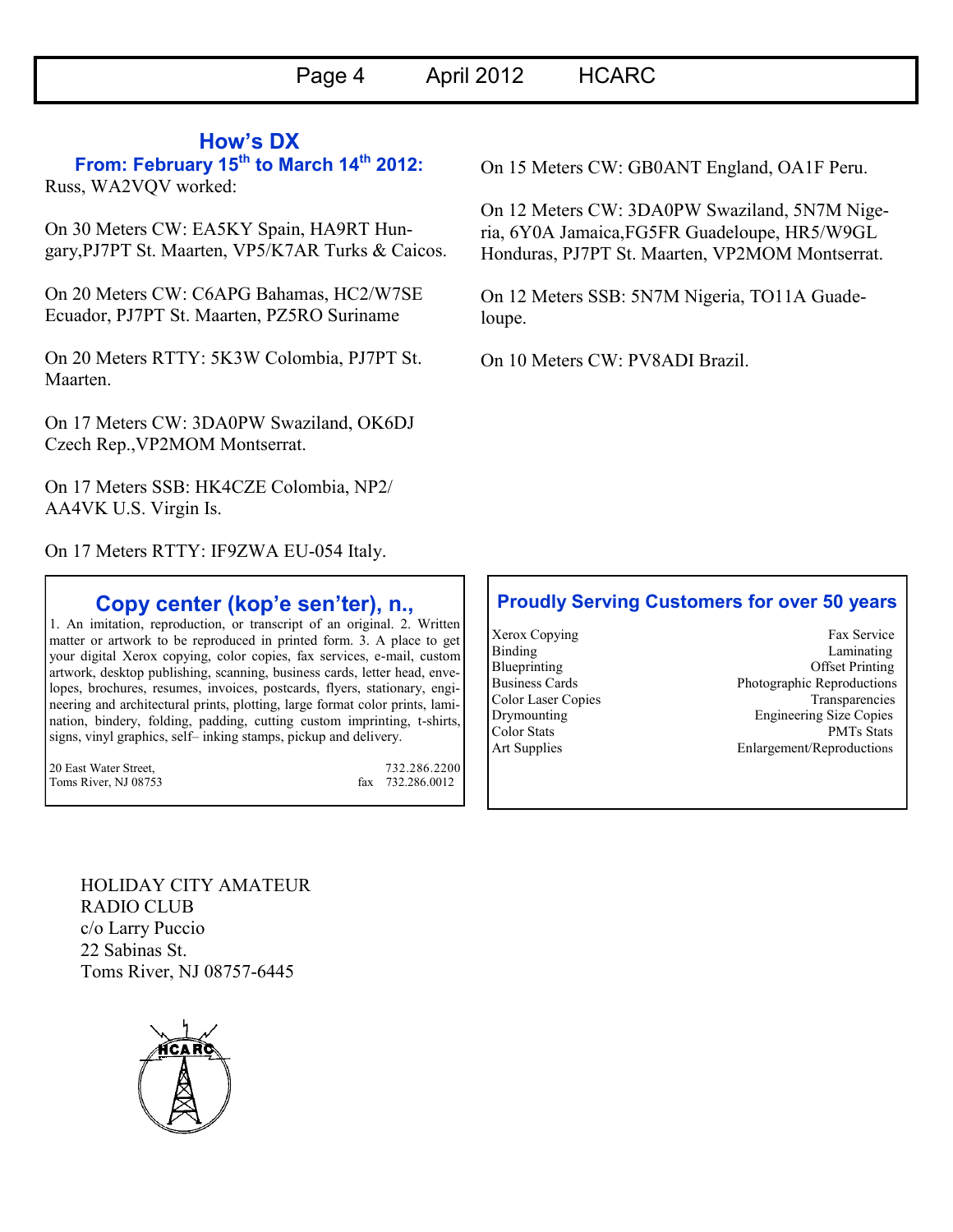## How's DX

### From: February 15th to March 14th 2012:

Russ, WA2VQV worked:

On 30 Meters CW: EA5KY Spain, HA9RT Hungary,PJ7PT St. Maarten, VP5/K7AR Turks & Caicos.

On 20 Meters CW: C6APG Bahamas, HC2/W7SE Ecuador, PJ7PT St. Maarten, PZ5RO Suriname

On 20 Meters RTTY: 5K3W Colombia, PJ7PT St. Maarten.

On 17 Meters CW: 3DA0PW Swaziland, OK6DJ Czech Rep.,VP2MOM Montserrat.

On 17 Meters SSB: HK4CZE Colombia, NP2/AA4VK U.S. Virgin Is.

On 17 Meters RTTY: IF9ZWA EU-054 Italy.

On 15 Meters CW: GB0ANT England, OA1F Peru.

On 12 Meters CW: 3DA0PW Swaziland, 5N7M Nigeria, 6Y0A Jamaica,FG5FR Guadeloupe, HR5/W9GL Honduras, PJ7PT St. Maarten, VP2MOM Montserrat.

On 12 Meters SSB: 5N7M Nigeria, TO11A Guadeloupe.

On 10 Meters CW: PV8ADI Brazil.

## Copy center (kop'e sen'ter), n.,

1. An imitation, reproduction, or transcript of an original. 2. Written matter or artwork to be reproduced in printed form. 3. A place to get your digital Xerox copying, color copies, fax services, e-mail, custom artwork, desktop publishing, scanning, business cards, letter head, envelopes, brochures, resumes, invoices, postcards, flyers, stationary, engineering and architectural prints, plotting, large format color prints, lamination, bindery, folding, padding, cutting custom imprinting, t-shirts, signs, vinyl graphics, self– inking stamps, pickup and delivery.

20 East Water Street,
Toms River, NJ 08753

732.286.2200
fax 732.286.0012

## Proudly Serving Customers for over 50 years

| | |
|---|---|
| Xerox Copying | Fax Service |
| Binding | Laminating |
| Blueprinting | Offset Printing |
| Business Cards | Photographic Reproductions |
| Color Laser Copies | Transparencies |
| Drymounting | Engineering Size Copies |
| Color Stats | PMTs Stats |
| Art Supplies | Enlargement/Reproductions |

HOLIDAY CITY AMATEUR
RADIO CLUB
c/o Larry Puccio
22 Sabinas St.
Toms River, NJ 08757-6445

HCARC